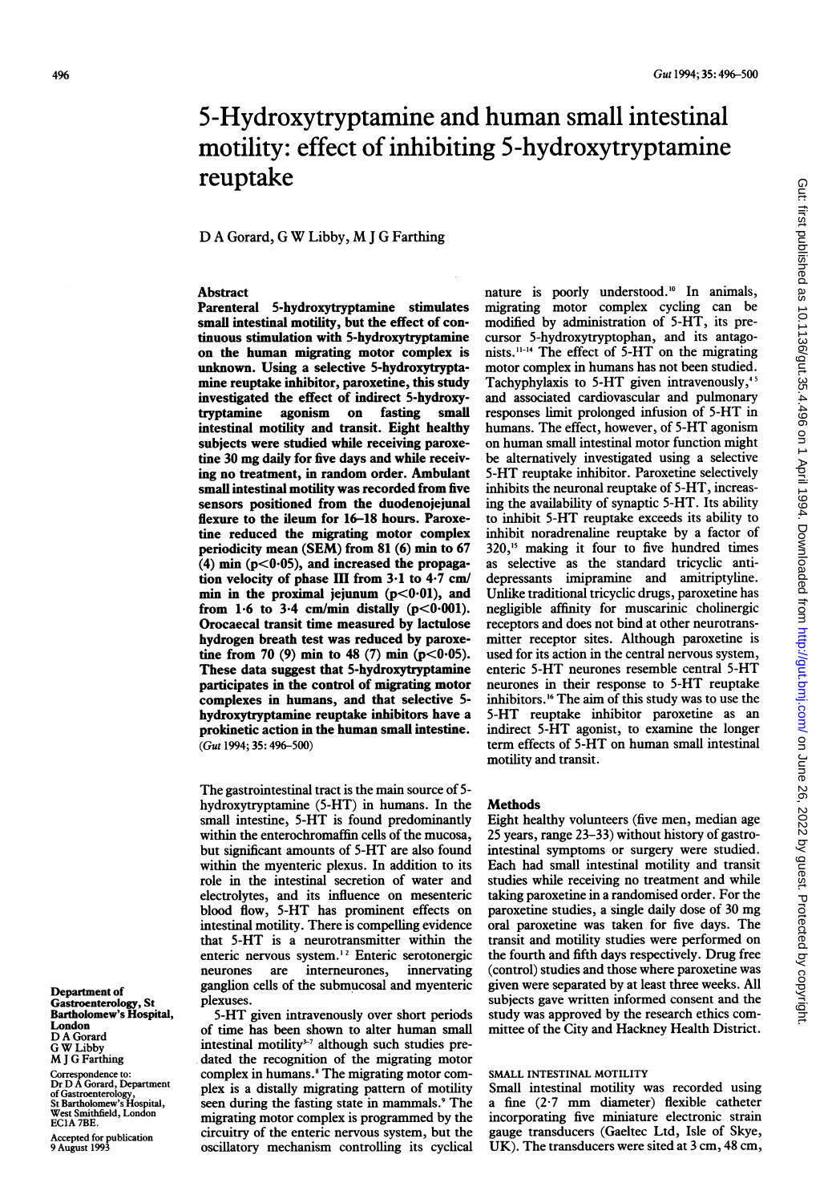# 5-Hydroxytryptamine and human small intestinal motility: effect of inhibiting 5-hydroxytryptamine reuptake

D A Gorard, G W Libby, M J G Farthing

## Abstract

**Parenteral 5-hydroxytryptamine stimulates small intestinal motility, but the effect of continuous stimulation with 5-hydroxytryptamine on the human migrating motor complex is unknown. Using a selective 5-hydroxytryptamine reuptake inhibitor, paroxetine, this study investigated the effect of indirect 5-hydroxytryptamine agonism on fasting small intestinal motility and transit. Eight healthy subjects were studied while receiving paroxetine 30 mg daily for five days and while receiving no treatment, in random order. Ambulant small intestinal motility was recorded from five sensors positioned from the duodenojejunal flexure to the ileum for 16–18 hours. Paroxetine reduced the migrating motor complex periodicity mean (SEM) from 81 (6) min to 67 (4) min ($p<0·05$), and increased the propagation velocity of phase III from 3·1 to 4·7 cm/min in the proximal jejunum ($p<0·01$), and from 1·6 to 3·4 cm/min distally ($p<0·001$). Orocaecal transit time measured by lactulose hydrogen breath test was reduced by paroxetine from 70 (9) min to 48 (7) min ($p<0·05$). These data suggest that 5-hydroxytryptamine participates in the control of migrating motor complexes in humans, and that selective 5-hydroxytryptamine reuptake inhibitors have a prokinetic action in the human small intestine.**
(*Gut* 1994; 35: 496–500)

The gastrointestinal tract is the main source of 5-hydroxytryptamine (5-HT) in humans. In the small intestine, 5-HT is found predominantly within the enterochromaffin cells of the mucosa, but significant amounts of 5-HT are also found within the myenteric plexus. In addition to its role in the intestinal secretion of water and electrolytes, and its influence on mesenteric blood flow, 5-HT has prominent effects on intestinal motility. There is compelling evidence that 5-HT is a neurotransmitter within the enteric nervous system.[1,2] Enteric serotonergic neurones are interneurones, innervating ganglion cells of the submucosal and myenteric plexuses.

5-HT given intravenously over short periods of time has been shown to alter human small intestinal motility[3–7] although such studies predated the recognition of the migrating motor complex in humans.[8] The migrating motor complex is a distally migrating pattern of motility seen during the fasting state in mammals.[9] The migrating motor complex is programmed by the circuitry of the enteric nervous system, but the oscillatory mechanism controlling its cyclical nature is poorly understood.[10] In animals, migrating motor complex cycling can be modified by administration of 5-HT, its precursor 5-hydroxytryptophan, and its antagonists.[11–14] The effect of 5-HT on the migrating motor complex in humans has not been studied. Tachyphylaxis to 5-HT given intravenously,[4,5] and associated cardiovascular and pulmonary responses limit prolonged infusion of 5-HT in humans. The effect, however, of 5-HT agonism on human small intestinal motor function might be alternatively investigated using a selective 5-HT reuptake inhibitor. Paroxetine selectively inhibits the neuronal reuptake of 5-HT, increasing the availability of synaptic 5-HT. Its ability to inhibit 5-HT reuptake exceeds its ability to inhibit noradrenaline reuptake by a factor of 320,[15] making it four to five hundred times as selective as the standard tricyclic antidepressants imipramine and amitriptyline. Unlike traditional tricyclic drugs, paroxetine has negligible affinity for muscarinic cholinergic receptors and does not bind at other neurotransmitter receptor sites. Although paroxetine is used for its action in the central nervous system, enteric 5-HT neurones resemble central 5-HT neurones in their response to 5-HT reuptake inhibitors.[16] The aim of this study was to use the 5-HT reuptake inhibitor paroxetine as an indirect 5-HT agonist, to examine the longer term effects of 5-HT on human small intestinal motility and transit.

## Methods

Eight healthy volunteers (five men, median age 25 years, range 23–33) without history of gastrointestinal symptoms or surgery were studied. Each had small intestinal motility and transit studies while receiving no treatment and while taking paroxetine in a randomised order. For the paroxetine studies, a single daily dose of 30 mg oral paroxetine was taken for five days. The transit and motility studies were performed on the fourth and fifth days respectively. Drug free (control) studies and those where paroxetine was given were separated by at least three weeks. All subjects gave written informed consent and the study was approved by the research ethics committee of the City and Hackney Health District.

### SMALL INTESTINAL MOTILITY

Small intestinal motility was recorded using a fine (2·7 mm diameter) flexible catheter incorporating five miniature electronic strain gauge transducers (Gaeltec Ltd, Isle of Skye, UK). The transducers were sited at 3 cm, 48 cm,

Department of Gastroenterology, St Bartholomew's Hospital, London
D A Gorard
G W Libby
M J G Farthing

Correspondence to: Dr D A Gorard, Department of Gastroenterology, St Bartholomew's Hospital, West Smithfield, London EC1A 7BE.

Accepted for publication 9 August 1993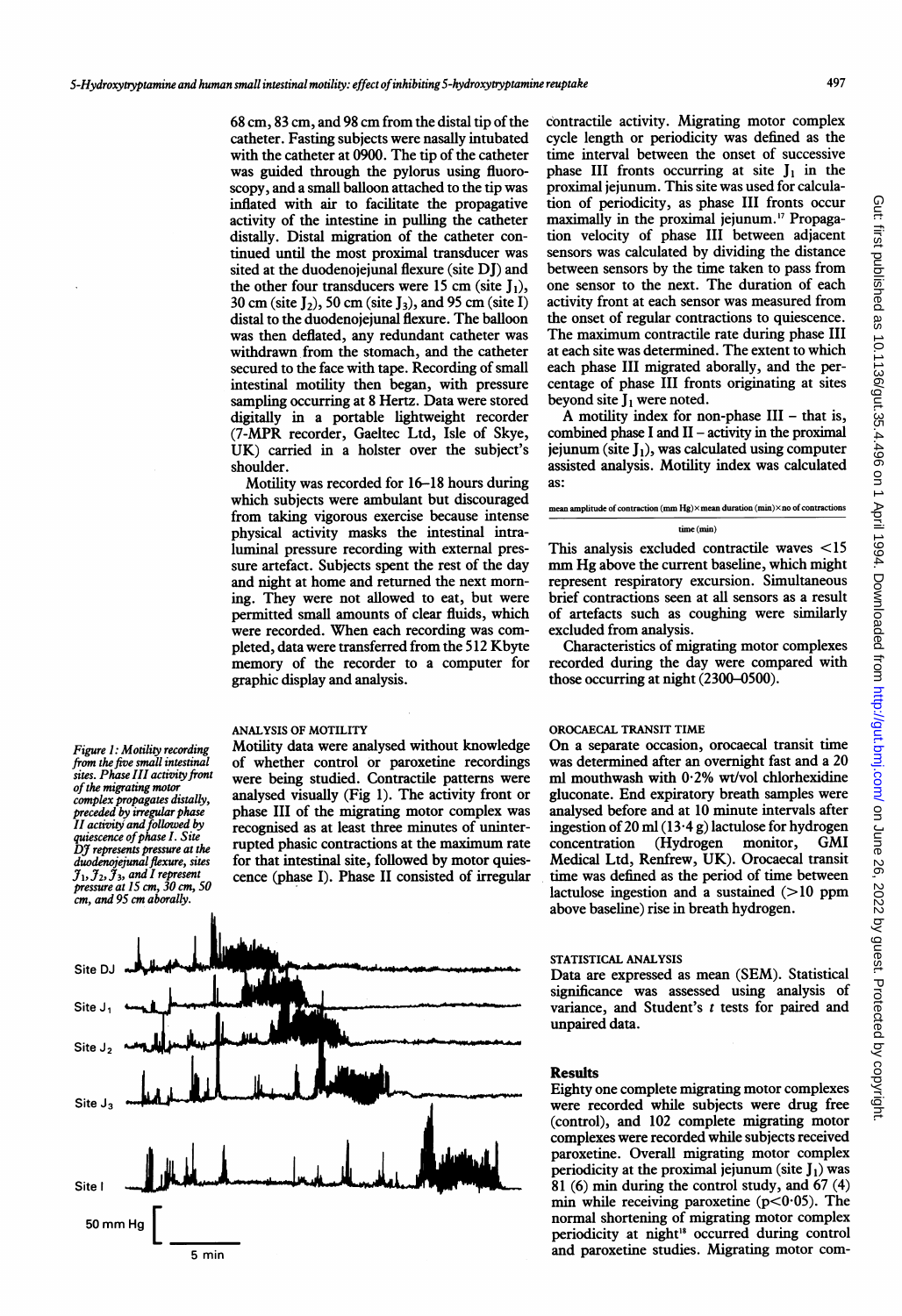68 cm, 83 cm, and 98 cm from the distal tip of the catheter. Fasting subjects were nasally intubated with the catheter at 0900. The tip of the catheter was guided through the pylorus using fluoroscopy, and a small balloon attached to the tip was inflated with air to facilitate the propagative activity of the intestine in pulling the catheter distally. Distal migration of the catheter continued until the most proximal transducer was sited at the duodenojejunal flexure (site DJ) and the other four transducers were 15 cm (site $J_1$), 30 cm (site $J_2$), 50 cm (site $J_3$), and 95 cm (site I) distal to the duodenojejunal flexure. The balloon was then deflated, any redundant catheter was withdrawn from the stomach, and the catheter secured to the face with tape. Recording of small intestinal motility then began, with pressure sampling occurring at 8 Hertz. Data were stored digitally in a portable lightweight recorder (7-MPR recorder, Gaeltec Ltd, Isle of Skye, UK) carried in a holster over the subject's shoulder.

Motility was recorded for 16–18 hours during which subjects were ambulant but discouraged from taking vigorous exercise because intense physical activity masks the intestinal intraluminal pressure recording with external pressure artefact. Subjects spent the rest of the day and night at home and returned the next morning. They were not allowed to eat, but were permitted small amounts of clear fluids, which were recorded. When each recording was completed, data were transferred from the 512 Kbyte memory of the recorder to a computer for graphic display and analysis.

ANALYSIS OF MOTILITY

Motility data were analysed without knowledge of whether control or paroxetine recordings were being studied. Contractile patterns were analysed visually (Fig 1). The activity front or phase III of the migrating motor complex was recognised as at least three minutes of uninterrupted phasic contractions at the maximum rate for that intestinal site, followed by motor quiescence (phase I). Phase II consisted of irregular contractile activity. Migrating motor complex cycle length or periodicity was defined as the time interval between the onset of successive phase III fronts occurring at site $J_1$ in the proximal jejunum. This site was used for calculation of periodicity, as phase III fronts occur maximally in the proximal jejunum.[17] Propagation velocity of phase III between adjacent sensors was calculated by dividing the distance between sensors by the time taken to pass from one sensor to the next. The duration of each activity front at each sensor was measured from the onset of regular contractions to quiescence. The maximum contractile rate during phase III at each site was determined. The extent to which each phase III migrated aborally, and the percentage of phase III fronts originating at sites beyond site $J_1$ were noted.

A motility index for non-phase III – that is, combined phase I and II – activity in the proximal jejunum (site $J_1$), was calculated using computer assisted analysis. Motility index was calculated as:

$$\frac{\text{mean amplitude of contraction (mm Hg)} \times \text{mean duration (min)} \times \text{no of contractions}}{\text{time (min)}}$$

This analysis excluded contractile waves <15 mm Hg above the current baseline, which might represent respiratory excursion. Simultaneous brief contractions seen at all sensors as a result of artefacts such as coughing were similarly excluded from analysis.

Characteristics of migrating motor complexes recorded during the day were compared with those occurring at night (2300–0500).

Figure 1: Motility recording from the five small intestinal sites. Phase III activity front of the migrating motor complex propagates distally, preceded by irregular phase II activity and followed by quiescence of phase I. Site DJ represents pressure at the duodenojejunal flexure, sites $J_1$, $J_2$, $J_3$, and I represent pressure at 15 cm, 30 cm, 50 cm, and 95 cm aborally.

OROCAECAL TRANSIT TIME

On a separate occasion, orocaecal transit time was determined after an overnight fast and a 20 ml mouthwash with 0·2% wt/vol chlorhexidine gluconate. End expiratory breath samples were analysed before and at 10 minute intervals after ingestion of 20 ml (13·4 g) lactulose for hydrogen concentration (Hydrogen monitor, GMI Medical Ltd, Renfrew, UK). Orocaecal transit time was defined as the period of time between lactulose ingestion and a sustained (>10 ppm above baseline) rise in breath hydrogen.

STATISTICAL ANALYSIS

Data are expressed as mean (SEM). Statistical significance was assessed using analysis of variance, and Student's $t$ tests for paired and unpaired data.

## Results

Eighty one complete migrating motor complexes were recorded while subjects were drug free (control), and 102 complete migrating motor complexes were recorded while subjects received paroxetine. Overall migrating motor complex periodicity at the proximal jejunum (site $J_1$) was 81 (6) min during the control study, and 67 (4) min while receiving paroxetine ($p<0·05$). The normal shortening of migrating motor complex periodicity at night[18] occurred during control and paroxetine studies. Migrating motor com-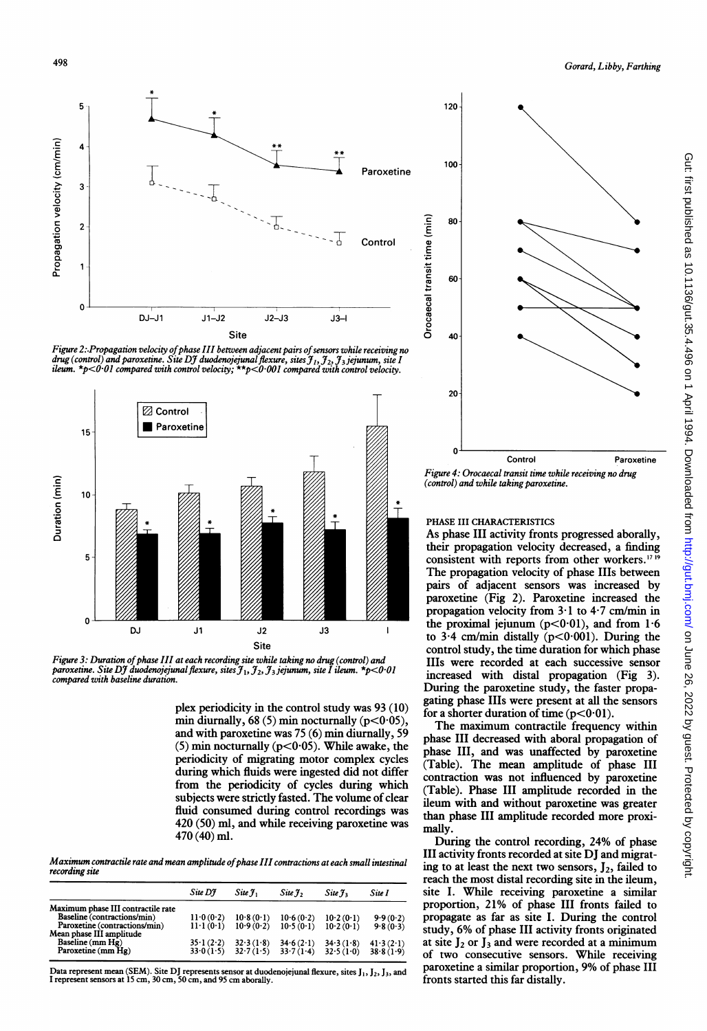Figure 2: Propagation velocity of phase III between adjacent pairs of sensors while receiving no drug (control) and paroxetine. Site DJ duodenojejunal flexure, sites $J_1$, $J_2$, $J_3$ jejunum, site I ileum. *p<0·01 compared with control velocity; **p<0·001 compared with control velocity.

Figure 3: Duration of phase III at each recording site while taking no drug (control) and paroxetine. Site DJ duodenojejunal flexure, sites $J_1$, $J_2$, $J_3$ jejunum, site I ileum. *p<0·01 compared with baseline duration.

plex periodicity in the control study was 93 (10) min diurnally, 68 (5) min nocturnally (p<0·05), and with paroxetine was 75 (6) min diurnally, 59 (5) min nocturnally (p<0·05). While awake, the periodicity of migrating motor complex cycles during which fluids were ingested did not differ from the periodicity of cycles during which subjects were strictly fasted. The volume of clear fluid consumed during control recordings was 420 (50) ml, and while receiving paroxetine was 470 (40) ml.

*Maximum contractile rate and mean amplitude of phase III contractions at each small intestinal recording site*

| | Site DJ | Site $J_1$ | Site $J_2$ | Site $J_3$ | Site I |
|---|---|---|---|---|---|
| Maximum phase III contractile rate | | | | | |
| Baseline (contractions/min) | 11·0 (0·2) | 10·8 (0·1) | 10·6 (0·2) | 10·2 (0·1) | 9·9 (0·2) |
| Paroxetine (contractions/min) | 11·1 (0·1) | 10·9 (0·2) | 10·5 (0·1) | 10·2 (0·1) | 9·8 (0·3) |
| Mean phase III amplitude | | | | | |
| Baseline (mm Hg) | 35·1 (2·2) | 32·3 (1·8) | 34·6 (2·1) | 34·3 (1·8) | 41·3 (2·1) |
| Paroxetine (mm Hg) | 33·0 (1·5) | 32·7 (1·5) | 33·7 (1·4) | 32·5 (1·0) | 38·8 (1·9) |

Data represent mean (SEM). Site DJ represents sensor at duodenojejunal flexure, sites $J_1$, $J_2$, $J_3$, and I represent sensors at 15 cm, 30 cm, 50 cm, and 95 cm aborally.

Figure 4: Orocaecal transit time while receiving no drug (control) and while taking paroxetine.

## PHASE III CHARACTERISTICS

As phase III activity fronts progressed aborally, their propagation velocity decreased, a finding consistent with reports from other workers.[17,19] The propagation velocity of phase IIIs between pairs of adjacent sensors was increased by paroxetine (Fig 2). Paroxetine increased the propagation velocity from 3·1 to 4·7 cm/min in the proximal jejunum (p<0·01), and from 1·6 to 3·4 cm/min distally (p<0·001). During the control study, the time duration for which phase IIIs were recorded at each successive sensor increased with distal propagation (Fig 3). During the paroxetine study, the faster propagating phase IIIs were present at all the sensors for a shorter duration of time (p<0·01).

The maximum contractile frequency within phase III decreased with aboral propagation of phase III, and was unaffected by paroxetine (Table). The mean amplitude of phase III contraction was not influenced by paroxetine (Table). Phase III amplitude recorded in the ileum with and without paroxetine was greater than phase III amplitude recorded more proximally.

During the control recording, 24% of phase III activity fronts recorded at site DJ and migrating to at least the next two sensors, $J_2$, failed to reach the most distal recording site in the ileum, site I. While receiving paroxetine a similar proportion, 21% of phase III fronts failed to propagate as far as site I. During the control study, 6% of phase III activity fronts originated at site $J_2$ or $J_3$ and were recorded at a minimum of two consecutive sensors. While receiving paroxetine a similar proportion, 9% of phase III fronts started this far distally.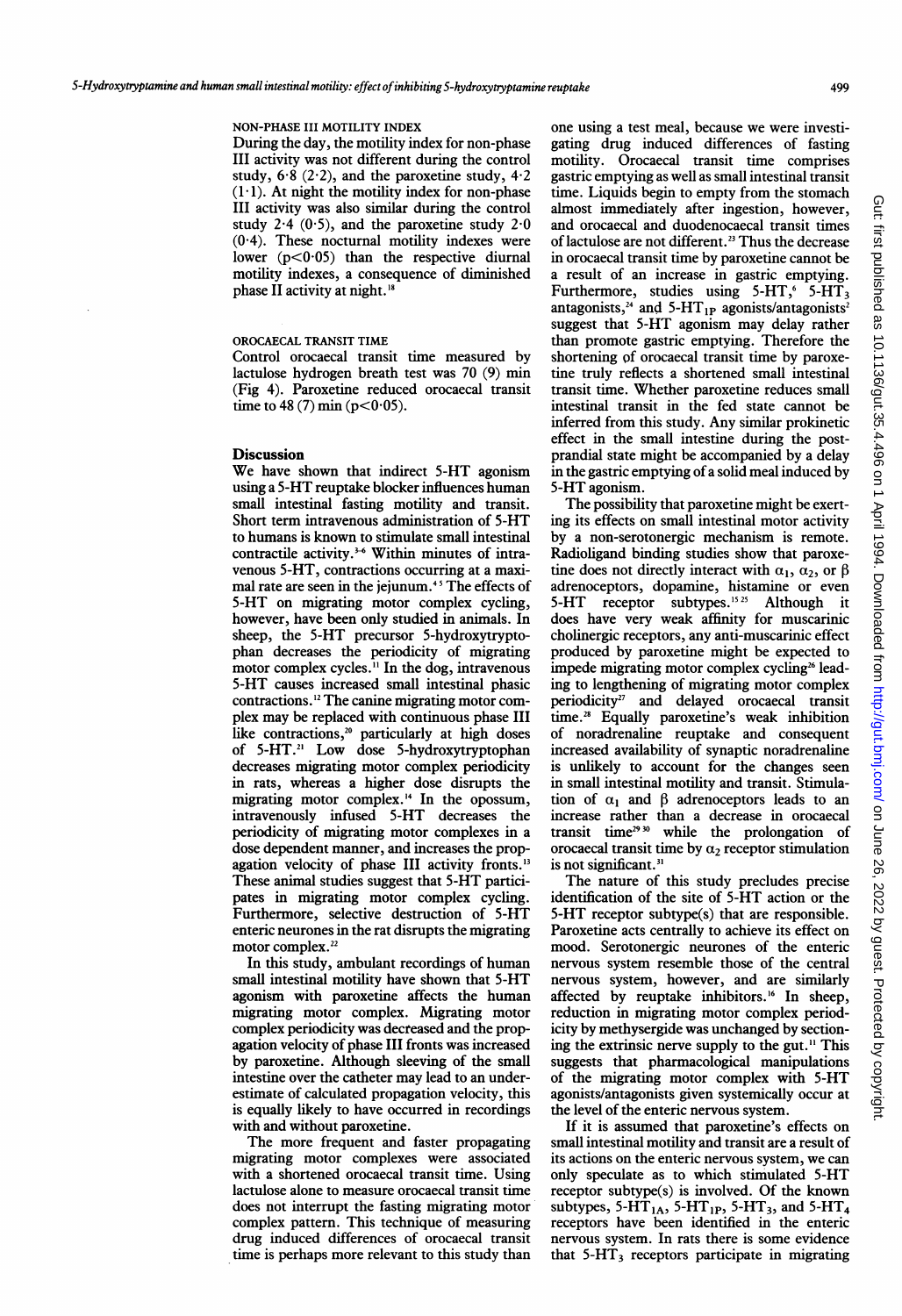NON-PHASE III MOTILITY INDEX

During the day, the motility index for non-phase III activity was not different during the control study, 6·8 (2·2), and the paroxetine study, 4·2 (1·1). At night the motility index for non-phase III activity was also similar during the control study 2·4 (0·5), and the paroxetine study 2·0 (0·4). These nocturnal motility indexes were lower ($p<0·05$) than the respective diurnal motility indexes, a consequence of diminished phase II activity at night.[18]

OROCAECAL TRANSIT TIME

Control orocaecal transit time measured by lactulose hydrogen breath test was 70 (9) min (Fig 4). Paroxetine reduced orocaecal transit time to 48 (7) min ($p<0·05$).

## Discussion

We have shown that indirect 5-HT agonism using a 5-HT reuptake blocker influences human small intestinal fasting motility and transit. Short term intravenous administration of 5-HT to humans is known to stimulate small intestinal contractile activity.[3-6] Within minutes of intravenous 5-HT, contractions occurring at a maximal rate are seen in the jejunum.[4,5] The effects of 5-HT on migrating motor complex cycling, however, have been only studied in animals. In sheep, the 5-HT precursor 5-hydroxytryptophan decreases the periodicity of migrating motor complex cycles.[11] In the dog, intravenous 5-HT causes increased small intestinal phasic contractions.[12] The canine migrating motor complex may be replaced with continuous phase III like contractions,[20] particularly at high doses of 5-HT.[21] Low dose 5-hydroxytryptophan decreases migrating motor complex periodicity in rats, whereas a higher dose disrupts the migrating motor complex.[14] In the opossum, intravenously infused 5-HT decreases the periodicity of migrating motor complexes in a dose dependent manner, and increases the propagation velocity of phase III activity fronts.[13] These animal studies suggest that 5-HT participates in migrating motor complex cycling. Furthermore, selective destruction of 5-HT enteric neurones in the rat disrupts the migrating motor complex.[22]

In this study, ambulant recordings of human small intestinal motility have shown that 5-HT agonism with paroxetine affects the human migrating motor complex. Migrating motor complex periodicity was decreased and the propagation velocity of phase III fronts was increased by paroxetine. Although sleeving of the small intestine over the catheter may lead to an underestimate of calculated propagation velocity, this is equally likely to have occurred in recordings with and without paroxetine.

The more frequent and faster propagating migrating motor complexes were associated with a shortened orocaecal transit time. Using lactulose alone to measure orocaecal transit time does not interrupt the fasting migrating motor complex pattern. This technique of measuring drug induced differences of orocaecal transit time is perhaps more relevant to this study than one using a test meal, because we were investigating drug induced differences of fasting motility. Orocaecal transit time comprises gastric emptying as well as small intestinal transit time. Liquids begin to empty from the stomach almost immediately after ingestion, however, and orocaecal and duodenocaecal transit times of lactulose are not different.[23] Thus the decrease in orocaecal transit time by paroxetine cannot be a result of an increase in gastric emptying. Furthermore, studies using 5-HT,[6] $5\text{-HT}_3$ antagonists,[24] and $5\text{-HT}_{1P}$ agonists/antagonists[2] suggest that 5-HT agonism may delay rather than promote gastric emptying. Therefore the shortening of orocaecal transit time by paroxetine truly reflects a shortened small intestinal transit time. Whether paroxetine reduces small intestinal transit in the fed state cannot be inferred from this study. Any similar prokinetic effect in the small intestine during the postprandial state might be accompanied by a delay in the gastric emptying of a solid meal induced by 5-HT agonism.

The possibility that paroxetine might be exerting its effects on small intestinal motor activity by a non-serotonergic mechanism is remote. Radioligand binding studies show that paroxetine does not directly interact with $\alpha_1$, $\alpha_2$, or $\beta$ adrenoceptors, dopamine, histamine or even 5-HT receptor subtypes.[15,25] Although it does have very weak affinity for muscarinic cholinergic receptors, any anti-muscarinic effect produced by paroxetine might be expected to impede migrating motor complex cycling[26] leading to lengthening of migrating motor complex periodicity[27] and delayed orocaecal transit time.[28] Equally paroxetine's weak inhibition of noradrenaline reuptake and consequent increased availability of synaptic noradrenaline is unlikely to account for the changes seen in small intestinal motility and transit. Stimulation of $\alpha_1$ and $\beta$ adrenoceptors leads to an increase rather than a decrease in orocaecal transit time[29,30] while the prolongation of orocaecal transit time by $\alpha_2$ receptor stimulation is not significant.[31]

The nature of this study precludes precise identification of the site of 5-HT action or the 5-HT receptor subtype(s) that are responsible. Paroxetine acts centrally to achieve its effect on mood. Serotonergic neurones of the enteric nervous system resemble those of the central nervous system, however, and are similarly affected by reuptake inhibitors.[16] In sheep, reduction in migrating motor complex periodicity by methysergide was unchanged by sectioning the extrinsic nerve supply to the gut.[11] This suggests that pharmacological manipulations of the migrating motor complex with 5-HT agonists/antagonists given systemically occur at the level of the enteric nervous system.

If it is assumed that paroxetine's effects on small intestinal motility and transit are a result of its actions on the enteric nervous system, we can only speculate as to which stimulated 5-HT receptor subtype(s) is involved. Of the known subtypes, $5\text{-HT}_{1A}$, $5\text{-HT}_{1P}$, $5\text{-HT}_3$, and $5\text{-HT}_4$ receptors have been identified in the enteric nervous system. In rats there is some evidence that $5\text{-HT}_3$ receptors participate in migrating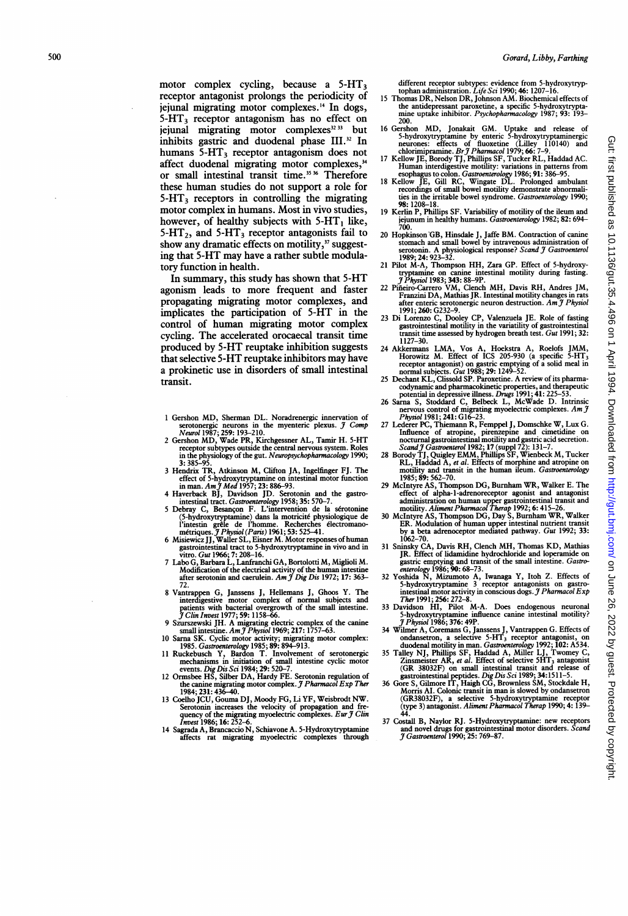motor complex cycling, because a 5-$HT_3$ receptor antagonist prolongs the periodicity of jejunal migrating motor complexes.[14] In dogs, 5-$HT_3$ receptor antagonism has no effect on jejunal migrating motor complexes[32 33] but inhibits gastric and duodenal phase III.[32] In humans 5-$HT_3$ receptor antagonism does not affect duodenal migrating motor complexes,[34] or small intestinal transit time.[35 36] Therefore these human studies do not support a role for 5-$HT_3$ receptors in controlling the migrating motor complex in humans. Most in vivo studies, however, of healthy subjects with 5-$HT_1$ like, 5-$HT_2$, and 5-$HT_3$ receptor antagonists fail to show any dramatic effects on motility,[37] suggesting that 5-HT may have a rather subtle modulatory function in health.

In summary, this study has shown that 5-HT agonism leads to more frequent and faster propagating migrating motor complexes, and implicates the participation of 5-HT in the control of human migrating motor complex cycling. The accelerated orocaecal transit time produced by 5-HT reuptake inhibition suggests that selective 5-HT reuptake inhibitors may have a prokinetic use in disorders of small intestinal transit.

1 Gershon MD, Sherman DL. Noradrenergic innervation of serotonergic neurons in the myenteric plexus. *J Comp Neurol* 1987; 259: 193–210.
2 Gershon MD, Wade PR, Kirchgessner AL, Tamir H. 5-HT receptor subtypes outside the central nervous system. Roles in the physiology of the gut. *Neuropsychopharmacology* 1990; 3: 385–95.
3 Hendrix TR, Atkinson M, Clifton JA, Ingelfinger FJ. The effect of 5-hydroxytryptamine on intestinal motor function in man. *Am J Med* 1957; 23: 886–93.
4 Haverback BJ, Davidson JD. Serotonin and the gastrointestinal tract. *Gastroenterology* 1958; 35: 570–7.
5 Debray C, Besançon F. L'intervention de la sérotonine (5-hydroxytryptamine) dans la motricité physiologique de l'intestin grêle de l'homme. Recherches électromanométriques. *J Physiol (Paris)* 1961; 53: 525–41.
6 Misiewicz JJ, Waller SL, Eisner M. Motor responses of human gastrointestinal tract to 5-hydroxytryptamine in vivo and in vitro. *Gut* 1966; 7: 208–16.
7 Labo G, Barbara L, Lanfranchi GA, Bortolotti M, Miglioli M. Modification of the electrical activity of the human intestine after serotonin and caerulein. *Am J Dig Dis* 1972; 17: 363–72.
8 Vantrappen G, Janssens J, Hellemans J, Ghoos Y. The interdigestive motor complex of normal subjects and patients with bacterial overgrowth of the small intestine. *J Clin Invest* 1977; 59: 1158–66.
9 Szurszewski JH. A migrating electric complex of the canine small intestine. *Am J Physiol* 1969; 217: 1757–63.
10 Sarna SK. Cyclic motor activity; migrating motor complex: 1985. *Gastroenterology* 1985; 89: 894–913.
11 Ruckebusch Y, Bardon T. Involvement of serotonergic mechanisms in initiation of small intestine cyclic motor events. *Dig Dis Sci* 1984; 29: 520–7.
12 Ormsbee HS, Silber DA, Hardy FE. Serotonin regulation of the canine migrating motor complex. *J Pharmacol Exp Ther* 1984; 231: 436–40.
13 Coelho JCU, Gouma DJ, Moody FG, Li YF, Weisbrodt NW. Serotonin increases the velocity of propagation and frequency of the migrating myoelectric complexes. *Eur J Clin Invest* 1986; 16: 252–6.
14 Sagrada A, Brancaccio N, Schiavone A. 5-Hydroxytryptamine affects rat migrating myoelectric complexes through different receptor subtypes: evidence from 5-hydroxytryptophan administration. *Life Sci* 1990; 46: 1207–16.
15 Thomas DR, Nelson DR, Johnson AM. Biochemical effects of the antidepressant paroxetine, a specific 5-hydroxytryptamine uptake inhibitor. *Psychopharmacology* 1987; 93: 193–200.
16 Gershon MD, Jonakait GM. Uptake and release of 5-hydroxytryptamine by enteric 5-hydroxytryptaminergic neurones: effects of fluoxetine (Lilley 110140) and chlorimipramine. *Br J Pharmacol* 1979; 66: 7–9.
17 Kellow JE, Borody TJ, Phillips SF, Tucker RL, Haddad AC. Human interdigestive motility: variations in patterns from esophagus to colon. *Gastroenterology* 1986; 91: 386–95.
18 Kellow JE, Gill RC, Wingate DL. Prolonged ambulant recordings of small bowel motility demonstrate abnormalities in the irritable bowel syndrome. *Gastroenterology* 1990; 98: 1208–18.
19 Kerlin P, Phillips SF. Variability of motility of the ileum and jejunum in healthy humans. *Gastroenterology* 1982; 82: 694–700.
20 Hopkinson GB, Hinsdale J, Jaffe BM. Contraction of canine stomach and small bowel by intravenous administration of serotonin. A physiological response? *Scand J Gastroenterol* 1989; 24: 923–32.
21 Pilot M-A, Thompson HH, Zara GP. Effect of 5-hydroxytryptamine on canine intestinal motility during fasting. *J Physiol* 1983; 343: 88–9P.
22 Piñeiro-Carrero VM, Clench MH, Davis RH, Andres JM, Franzini DA, Mathias JR. Intestinal motility changes in rats after enteric serotonergic neuron destruction. *Am J Physiol* 1991; 260: G232–9.
23 Di Lorenzo C, Dooley CP, Valenzuela JE. Role of fasting gastrointestinal motility in the variability of gastrointestinal transit time assessed by hydrogen breath test. *Gut* 1991; 32: 1127–30.
24 Akkermans LMA, Vos A, Hoekstra A, Roelofs JMM, Horowitz M. Effect of ICS 205-930 (a specific 5-$HT_3$ receptor antagonist) on gastric emptying of a solid meal in normal subjects. *Gut* 1988; 29: 1249–52.
25 Dechant KL, Clissold SP. Paroxetine. A review of its pharmacodynamic and pharmacokinetic properties, and therapeutic potential in depressive illness. *Drugs* 1991; 41: 225–53.
26 Sarna S, Stoddard C, Belbeck L, McWade D. Intrinsic nervous control of migrating myoelectric complexes. *Am J Physiol* 1981; 241: G16–23.
27 Lederer PC, Thiemann R, Femppel J, Domschke W, Lux G. Influence of atropine, pirenzepine and cimetidine on nocturnal gastrointestinal motility and gastric acid secretion. *Scand J Gastroenterol* 1982; 17 (suppl 72): 131–7.
28 Borody TJ, Quigley EMM, Phillips SF, Wienbeck M, Tucker RL, Haddad A, *et al*. Effects of morphine and atropine on motility and transit in the human ileum. *Gastroenterology* 1985; 89: 562–70.
29 McIntyre AS, Thompson DG, Burnham WR, Walker E. The effect of alpha-1-adrenoreceptor agonist and antagonist administration on human upper gastrointestinal transit and motility. *Aliment Pharmacol Therap* 1992; 6: 415–26.
30 McIntyre AS, Thompson DG, Day S, Burnham WR, Walker ER. Modulation of human upper intestinal nutrient transit by a beta adrenoceptor mediated pathway. *Gut* 1992; 33: 1062–70.
31 Sninsky CA, Davis RH, Clench MH, Thomas KD, Mathias JR. Effect of lidamidine hydrochloride and loperamide on gastric emptying and transit of the small intestine. *Gastroenterology* 1986; 90: 68–73.
32 Yoshida N, Mizumoto A, Iwanaga Y, Itoh Z. Effects of 5-hydroxytryptamine 3 receptor antagonists on gastrointestinal motor activity in conscious dogs. *J Pharmacol Exp Ther* 1991; 256: 272–8.
33 Davidson HI, Pilot M-A. Does endogenous neuronal 5-hydroxytryptamine influence canine intestinal motility? *J Physiol* 1986; 376: 49P.
34 Wilmer A, Coremans G, Janssens J, Vantrappen G. Effects of ondansetron, a selective 5-$HT_3$ receptor antagonist, on duodenal motility in man. *Gastroenterology* 1992; 102: A534.
35 Talley NJ, Phillips SF, Haddad A, Miller LJ, Twomey C, Zinsmeister AR, *et al*. Effect of selective 5HT$_3$ antagonist (GR 38032F) on small intestinal transit and release of gastrointestinal peptides. *Dig Dis Sci* 1989; 34: 1511–5.
36 Gore S, Gilmore IT, Haigh CG, Brownless SM, Stockdale H, Morris AI. Colonic transit in man is slowed by ondansetron (GR38032F), a selective 5-hydroxytryptamine receptor (type 3) antagonist. *Aliment Pharmacol Therap* 1990; 4: 139–44.
37 Costall B, Naylor RJ. 5-Hydroxytryptamine: new receptors and novel drugs for gastrointestinal motor disorders. *Scand J Gastroenterol* 1990; 25: 769–87.